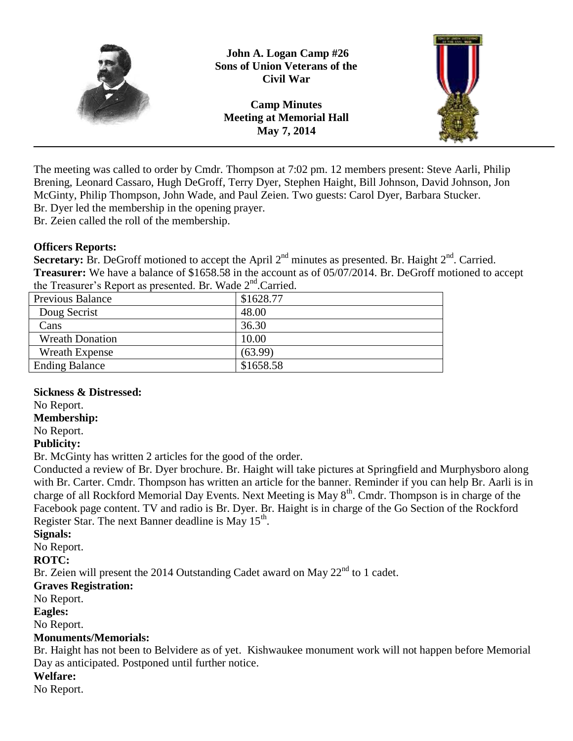**John A. Logan Camp #26**
**Sons of Union Veterans of the Civil War**

**Camp Minutes**
**Meeting at Memorial Hall**
**May 7, 2014**

---

The meeting was called to order by Cmdr. Thompson at 7:02 pm. 12 members present: Steve Aarli, Philip Brening, Leonard Cassaro, Hugh DeGroff, Terry Dyer, Stephen Haight, Bill Johnson, David Johnson, Jon McGinty, Philip Thompson, John Wade, and Paul Zeien. Two guests: Carol Dyer, Barbara Stucker.
Br. Dyer led the membership in the opening prayer.
Br. Zeien called the roll of the membership.

**Officers Reports:**
**Secretary:** Br. DeGroff motioned to accept the April 2nd minutes as presented. Br. Haight 2nd. Carried.
**Treasurer:** We have a balance of $1658.58 in the account as of 05/07/2014. Br. DeGroff motioned to accept the Treasurer's Report as presented. Br. Wade 2nd.Carried.

| Previous Balance | $1628.77 |
|---|---|
| Doug Secrist | 48.00 |
| Cans | 36.30 |
| Wreath Donation | 10.00 |
| Wreath Expense | (63.99) |
| Ending Balance | $1658.58 |

**Sickness & Distressed:**
No Report.
**Membership:**
No Report.
**Publicity:**
Br. McGinty has written 2 articles for the good of the order.
Conducted a review of Br. Dyer brochure. Br. Haight will take pictures at Springfield and Murphysboro along with Br. Carter. Cmdr. Thompson has written an article for the banner. Reminder if you can help Br. Aarli is in charge of all Rockford Memorial Day Events. Next Meeting is May 8th. Cmdr. Thompson is in charge of the Facebook page content. TV and radio is Br. Dyer. Br. Haight is in charge of the Go Section of the Rockford Register Star. The next Banner deadline is May 15th.
**Signals:**
No Report.
**ROTC:**
Br. Zeien will present the 2014 Outstanding Cadet award on May 22nd to 1 cadet.
**Graves Registration:**
No Report.
**Eagles:**
No Report.
**Monuments/Memorials:**
Br. Haight has not been to Belvidere as of yet. Kishwaukee monument work will not happen before Memorial Day as anticipated. Postponed until further notice.
**Welfare:**
No Report.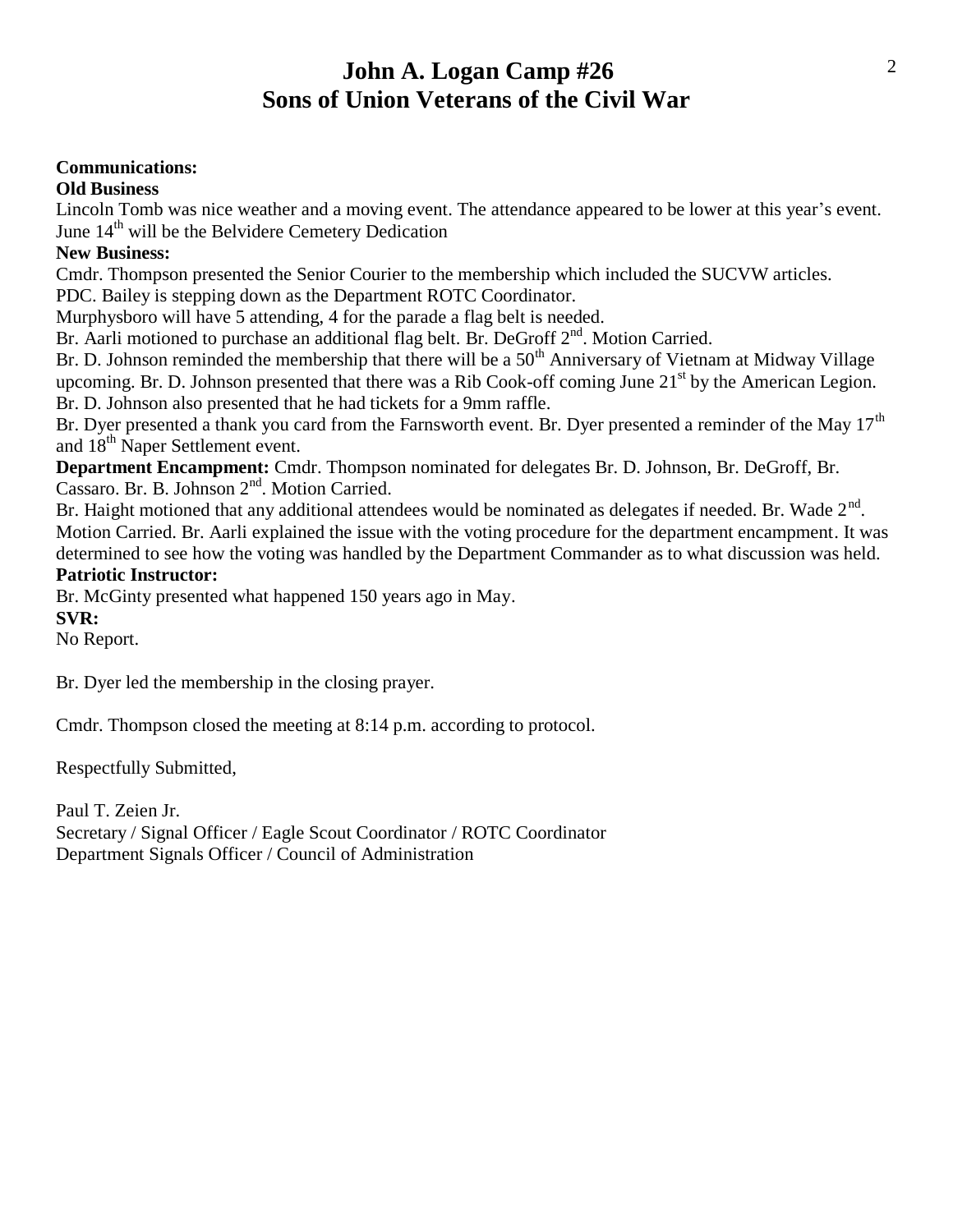# John A. Logan Camp #26
# Sons of Union Veterans of the Civil War

**Communications:**

**Old Business**

Lincoln Tomb was nice weather and a moving event. The attendance appeared to be lower at this year's event. June 14th will be the Belvidere Cemetery Dedication

**New Business:**

Cmdr. Thompson presented the Senior Courier to the membership which included the SUCVW articles.
PDC. Bailey is stepping down as the Department ROTC Coordinator.
Murphysboro will have 5 attending, 4 for the parade a flag belt is needed.
Br. Aarli motioned to purchase an additional flag belt. Br. DeGroff 2nd. Motion Carried.
Br. D. Johnson reminded the membership that there will be a 50th Anniversary of Vietnam at Midway Village upcoming. Br. D. Johnson presented that there was a Rib Cook-off coming June 21st by the American Legion.
Br. D. Johnson also presented that he had tickets for a 9mm raffle.
Br. Dyer presented a thank you card from the Farnsworth event. Br. Dyer presented a reminder of the May 17th and 18th Naper Settlement event.

**Department Encampment:** Cmdr. Thompson nominated for delegates Br. D. Johnson, Br. DeGroff, Br. Cassaro. Br. B. Johnson 2nd. Motion Carried.
Br. Haight motioned that any additional attendees would be nominated as delegates if needed. Br. Wade 2nd. Motion Carried. Br. Aarli explained the issue with the voting procedure for the department encampment. It was determined to see how the voting was handled by the Department Commander as to what discussion was held.

**Patriotic Instructor:**

Br. McGinty presented what happened 150 years ago in May.

**SVR:**

No Report.

Br. Dyer led the membership in the closing prayer.

Cmdr. Thompson closed the meeting at 8:14 p.m. according to protocol.

Respectfully Submitted,

Paul T. Zeien Jr.
Secretary / Signal Officer / Eagle Scout Coordinator / ROTC Coordinator
Department Signals Officer / Council of Administration